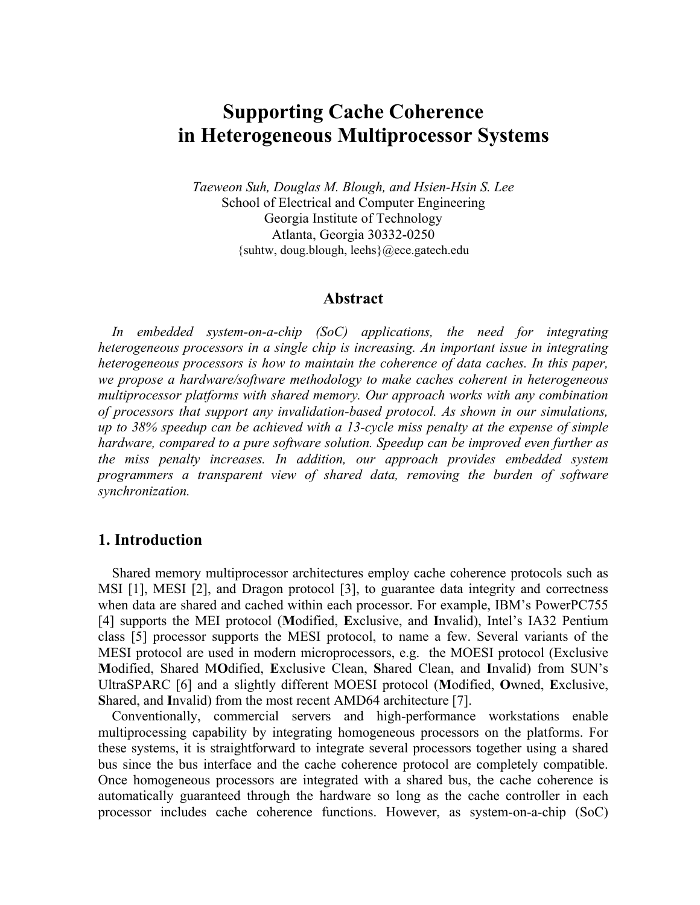# Supporting Cache Coherence in Heterogeneous Multiprocessor Systems

*Taeweon Suh, Douglas M. Blough, and Hsien-Hsin S. Lee*
School of Electrical and Computer Engineering
Georgia Institute of Technology
Atlanta, Georgia 30332-0250
{suhtw, doug.blough, leehs}@ece.gatech.edu

## Abstract

*In embedded system-on-a-chip (SoC) applications, the need for integrating heterogeneous processors in a single chip is increasing. An important issue in integrating heterogeneous processors is how to maintain the coherence of data caches. In this paper, we propose a hardware/software methodology to make caches coherent in heterogeneous multiprocessor platforms with shared memory. Our approach works with any combination of processors that support any invalidation-based protocol. As shown in our simulations, up to 38% speedup can be achieved with a 13-cycle miss penalty at the expense of simple hardware, compared to a pure software solution. Speedup can be improved even further as the miss penalty increases. In addition, our approach provides embedded system programmers a transparent view of shared data, removing the burden of software synchronization.*

## 1. Introduction

Shared memory multiprocessor architectures employ cache coherence protocols such as MSI [1], MESI [2], and Dragon protocol [3], to guarantee data integrity and correctness when data are shared and cached within each processor. For example, IBM's PowerPC755 [4] supports the MEI protocol (**M**odified, **E**xclusive, and **I**nvalid), Intel's IA32 Pentium class [5] processor supports the MESI protocol, to name a few. Several variants of the MESI protocol are used in modern microprocessors, e.g. the MOESI protocol (Exclusive **M**odified, Shared M**O**dified, **E**xclusive Clean, **S**hared Clean, and **I**nvalid) from SUN's UltraSPARC [6] and a slightly different MOESI protocol (**M**odified, **O**wned, **E**xclusive, **S**hared, and **I**nvalid) from the most recent AMD64 architecture [7].

Conventionally, commercial servers and high-performance workstations enable multiprocessing capability by integrating homogeneous processors on the platforms. For these systems, it is straightforward to integrate several processors together using a shared bus since the bus interface and the cache coherence protocol are completely compatible. Once homogeneous processors are integrated with a shared bus, the cache coherence is automatically guaranteed through the hardware so long as the cache controller in each processor includes cache coherence functions. However, as system-on-a-chip (SoC)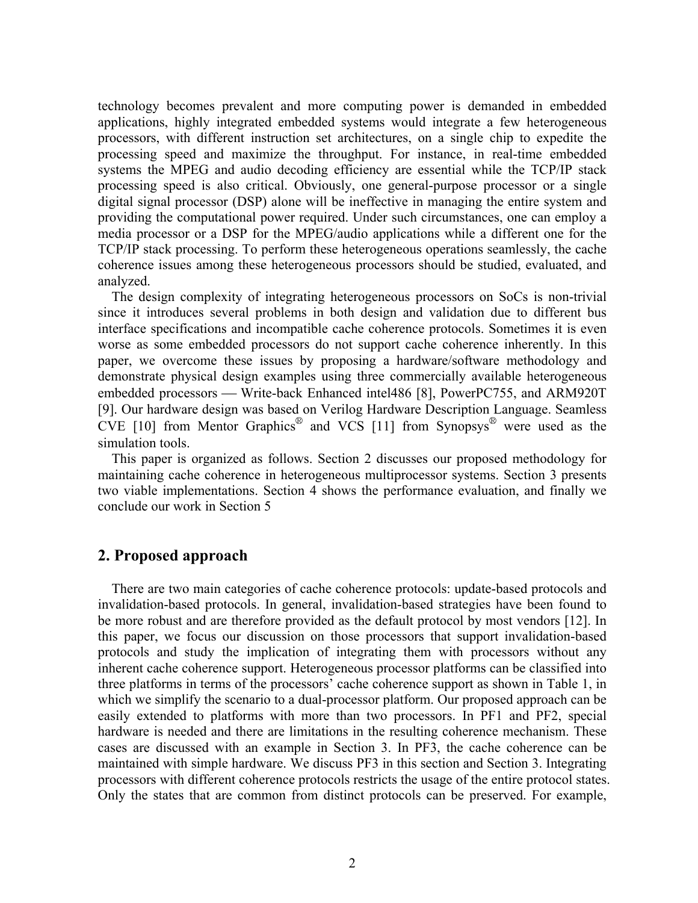technology becomes prevalent and more computing power is demanded in embedded applications, highly integrated embedded systems would integrate a few heterogeneous processors, with different instruction set architectures, on a single chip to expedite the processing speed and maximize the throughput. For instance, in real-time embedded systems the MPEG and audio decoding efficiency are essential while the TCP/IP stack processing speed is also critical. Obviously, one general-purpose processor or a single digital signal processor (DSP) alone will be ineffective in managing the entire system and providing the computational power required. Under such circumstances, one can employ a media processor or a DSP for the MPEG/audio applications while a different one for the TCP/IP stack processing. To perform these heterogeneous operations seamlessly, the cache coherence issues among these heterogeneous processors should be studied, evaluated, and analyzed.

The design complexity of integrating heterogeneous processors on SoCs is non-trivial since it introduces several problems in both design and validation due to different bus interface specifications and incompatible cache coherence protocols. Sometimes it is even worse as some embedded processors do not support cache coherence inherently. In this paper, we overcome these issues by proposing a hardware/software methodology and demonstrate physical design examples using three commercially available heterogeneous embedded processors — Write-back Enhanced intel486 [8], PowerPC755, and ARM920T [9]. Our hardware design was based on Verilog Hardware Description Language. Seamless CVE [10] from Mentor Graphics® and VCS [11] from Synopsys® were used as the simulation tools.

This paper is organized as follows. Section 2 discusses our proposed methodology for maintaining cache coherence in heterogeneous multiprocessor systems. Section 3 presents two viable implementations. Section 4 shows the performance evaluation, and finally we conclude our work in Section 5

## 2. Proposed approach

There are two main categories of cache coherence protocols: update-based protocols and invalidation-based protocols. In general, invalidation-based strategies have been found to be more robust and are therefore provided as the default protocol by most vendors [12]. In this paper, we focus our discussion on those processors that support invalidation-based protocols and study the implication of integrating them with processors without any inherent cache coherence support. Heterogeneous processor platforms can be classified into three platforms in terms of the processors' cache coherence support as shown in Table 1, in which we simplify the scenario to a dual-processor platform. Our proposed approach can be easily extended to platforms with more than two processors. In PF1 and PF2, special hardware is needed and there are limitations in the resulting coherence mechanism. These cases are discussed with an example in Section 3. In PF3, the cache coherence can be maintained with simple hardware. We discuss PF3 in this section and Section 3. Integrating processors with different coherence protocols restricts the usage of the entire protocol states. Only the states that are common from distinct protocols can be preserved. For example,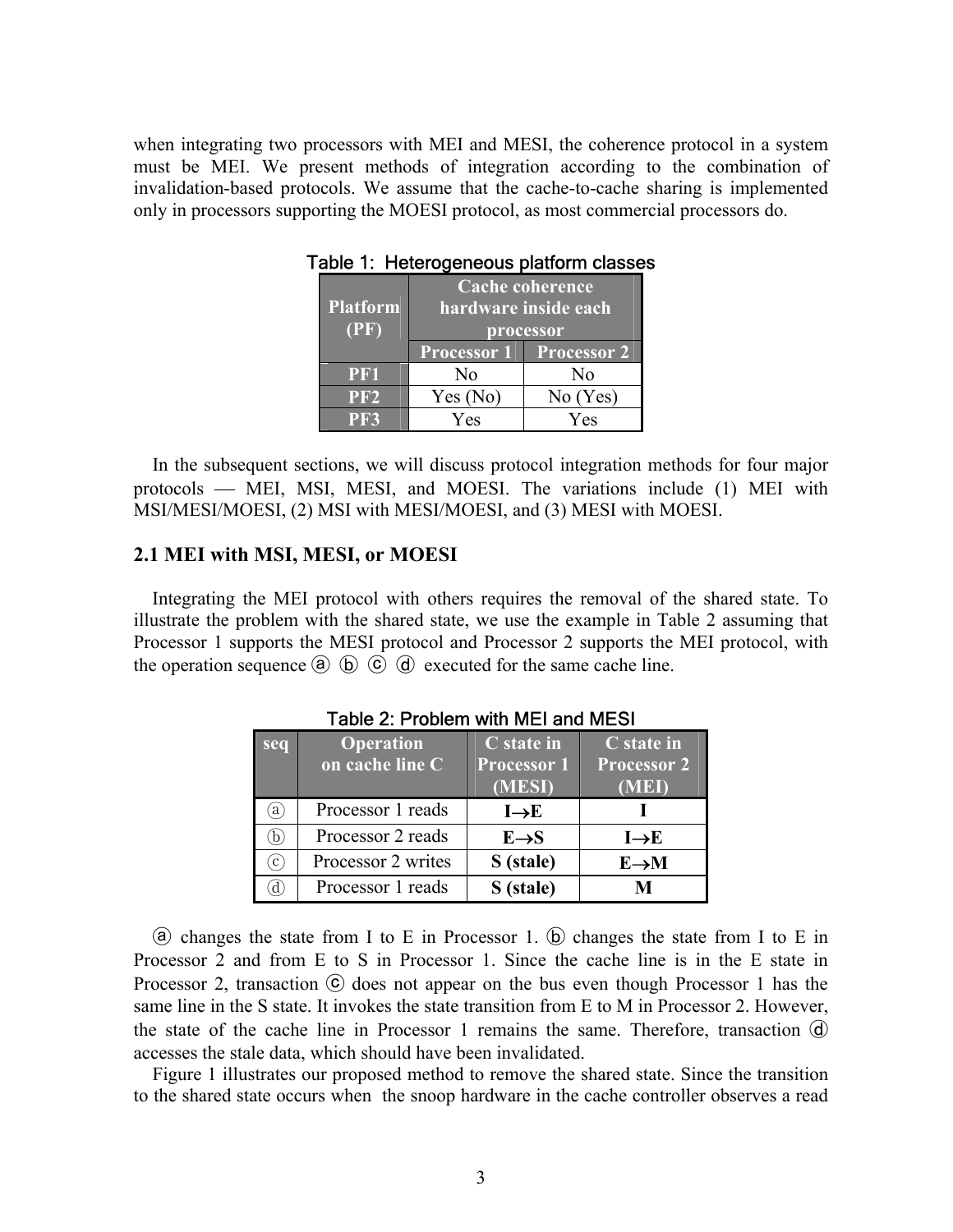when integrating two processors with MEI and MESI, the coherence protocol in a system must be MEI. We present methods of integration according to the combination of invalidation-based protocols. We assume that the cache-to-cache sharing is implemented only in processors supporting the MOESI protocol, as most commercial processors do.

Table 1: Heterogeneous platform classes

| Platform (PF) | Cache coherence hardware inside each processor | |
|---|---|---|
| | Processor 1 | Processor 2 |
| PF1 | No | No |
| PF2 | Yes (No) | No (Yes) |
| PF3 | Yes | Yes |

In the subsequent sections, we will discuss protocol integration methods for four major protocols — MEI, MSI, MESI, and MOESI. The variations include (1) MEI with MSI/MESI/MOESI, (2) MSI with MESI/MOESI, and (3) MESI with MOESI.

## 2.1 MEI with MSI, MESI, or MOESI

Integrating the MEI protocol with others requires the removal of the shared state. To illustrate the problem with the shared state, we use the example in Table 2 assuming that Processor 1 supports the MESI protocol and Processor 2 supports the MEI protocol, with the operation sequence ⓐ ⓑ ⓒ ⓓ executed for the same cache line.

Table 2: Problem with MEI and MESI

| seq | Operation on cache line C | C state in Processor 1 (MESI) | C state in Processor 2 (MEI) |
|---|---|---|---|
| ⓐ | Processor 1 reads | **I→E** | **I** |
| ⓑ | Processor 2 reads | **E→S** | **I→E** |
| ⓒ | Processor 2 writes | **S (stale)** | **E→M** |
| ⓓ | Processor 1 reads | **S (stale)** | **M** |

ⓐ changes the state from I to E in Processor 1. ⓑ changes the state from I to E in Processor 2 and from E to S in Processor 1. Since the cache line is in the E state in Processor 2, transaction ⓒ does not appear on the bus even though Processor 1 has the same line in the S state. It invokes the state transition from E to M in Processor 2. However, the state of the cache line in Processor 1 remains the same. Therefore, transaction ⓓ accesses the stale data, which should have been invalidated.

Figure 1 illustrates our proposed method to remove the shared state. Since the transition to the shared state occurs when the snoop hardware in the cache controller observes a read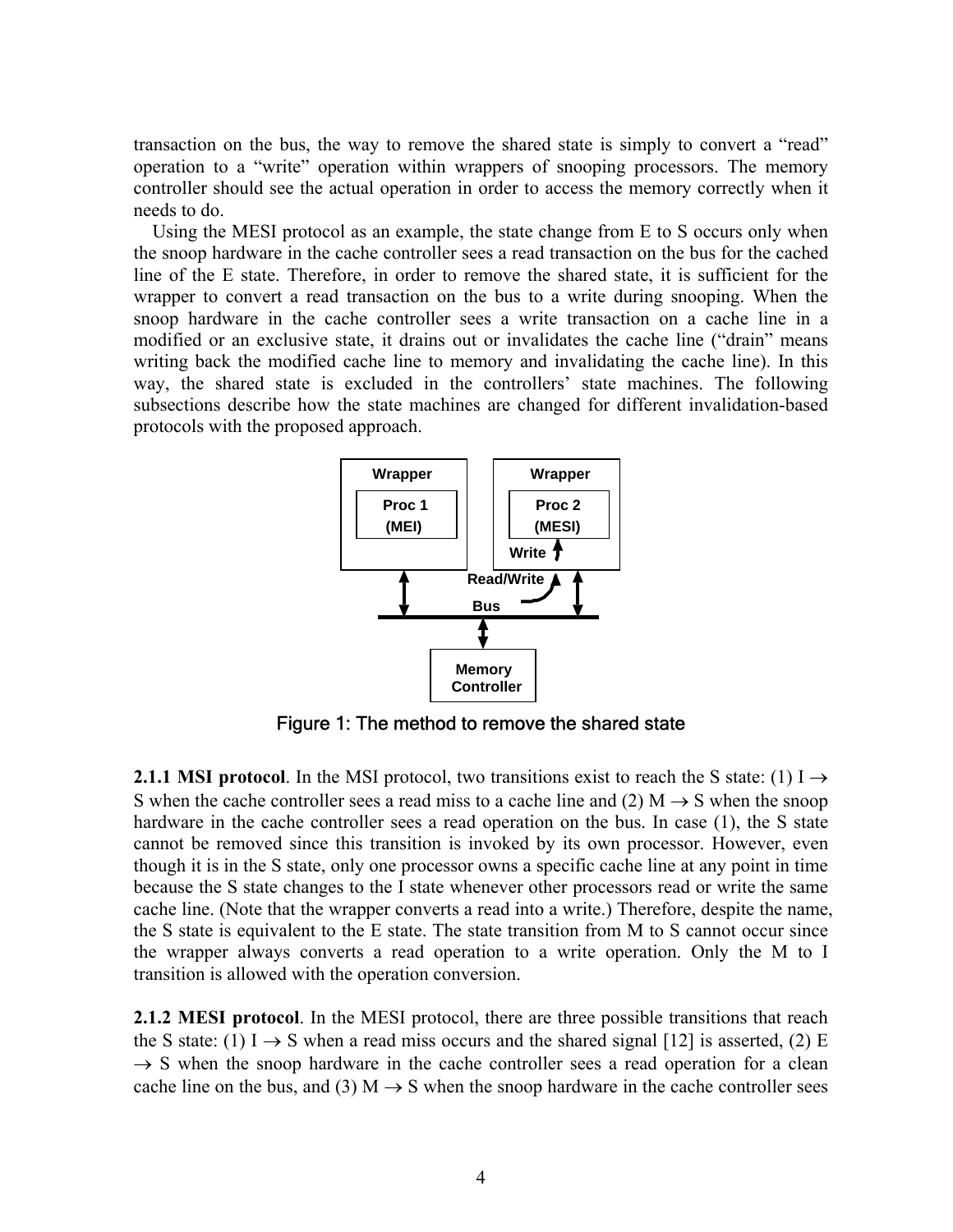transaction on the bus, the way to remove the shared state is simply to convert a "read" operation to a "write" operation within wrappers of snooping processors. The memory controller should see the actual operation in order to access the memory correctly when it needs to do.

Using the MESI protocol as an example, the state change from E to S occurs only when the snoop hardware in the cache controller sees a read transaction on the bus for the cached line of the E state. Therefore, in order to remove the shared state, it is sufficient for the wrapper to convert a read transaction on the bus to a write during snooping. When the snoop hardware in the cache controller sees a write transaction on a cache line in a modified or an exclusive state, it drains out or invalidates the cache line ("drain" means writing back the modified cache line to memory and invalidating the cache line). In this way, the shared state is excluded in the controllers' state machines. The following subsections describe how the state machines are changed for different invalidation-based protocols with the proposed approach.

Figure 1: The method to remove the shared state

**2.1.1 MSI protocol**. In the MSI protocol, two transitions exist to reach the S state: (1) I $\rightarrow$ S when the cache controller sees a read miss to a cache line and (2) M $\rightarrow$ S when the snoop hardware in the cache controller sees a read operation on the bus. In case (1), the S state cannot be removed since this transition is invoked by its own processor. However, even though it is in the S state, only one processor owns a specific cache line at any point in time because the S state changes to the I state whenever other processors read or write the same cache line. (Note that the wrapper converts a read into a write.) Therefore, despite the name, the S state is equivalent to the E state. The state transition from M to S cannot occur since the wrapper always converts a read operation to a write operation. Only the M to I transition is allowed with the operation conversion.

**2.1.2 MESI protocol**. In the MESI protocol, there are three possible transitions that reach the S state: (1) I $\rightarrow$ S when a read miss occurs and the shared signal [12] is asserted, (2) E $\rightarrow$ S when the snoop hardware in the cache controller sees a read operation for a clean cache line on the bus, and (3) M $\rightarrow$ S when the snoop hardware in the cache controller sees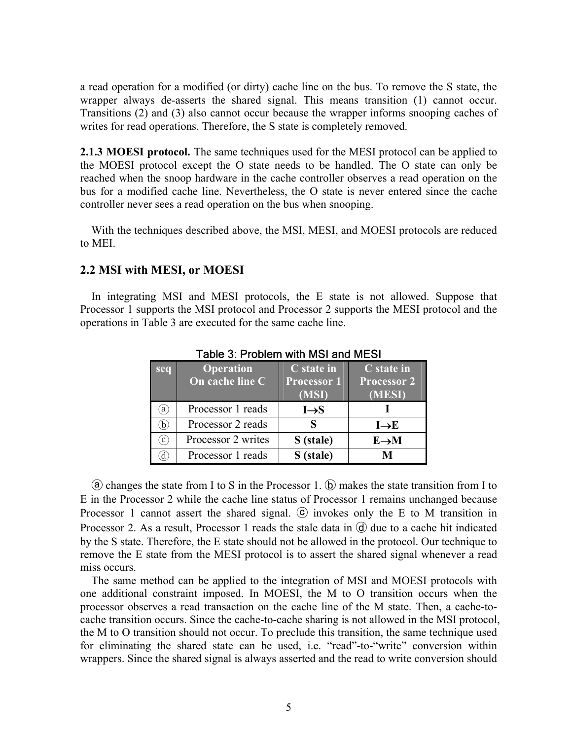a read operation for a modified (or dirty) cache line on the bus. To remove the S state, the wrapper always de-asserts the shared signal. This means transition (1) cannot occur. Transitions (2) and (3) also cannot occur because the wrapper informs snooping caches of writes for read operations. Therefore, the S state is completely removed.

**2.1.3 MOESI protocol.** The same techniques used for the MESI protocol can be applied to the MOESI protocol except the O state needs to be handled. The O state can only be reached when the snoop hardware in the cache controller observes a read operation on the bus for a modified cache line. Nevertheless, the O state is never entered since the cache controller never sees a read operation on the bus when snooping.

With the techniques described above, the MSI, MESI, and MOESI protocols are reduced to MEI.

## 2.2 MSI with MESI, or MOESI

In integrating MSI and MESI protocols, the E state is not allowed. Suppose that Processor 1 supports the MSI protocol and Processor 2 supports the MESI protocol and the operations in Table 3 are executed for the same cache line.

Table 3: Problem with MSI and MESI

| seq | Operation On cache line C | C state in Processor 1 (MSI) | C state in Processor 2 (MESI) |
|---|---|---|---|
| ⓐ | Processor 1 reads | **I→S** | **I** |
| ⓑ | Processor 2 reads | **S** | **I→E** |
| ⓒ | Processor 2 writes | **S (stale)** | **E→M** |
| ⓓ | Processor 1 reads | **S (stale)** | **M** |

ⓐ changes the state from I to S in the Processor 1. ⓑ makes the state transition from I to E in the Processor 2 while the cache line status of Processor 1 remains unchanged because Processor 1 cannot assert the shared signal. ⓒ invokes only the E to M transition in Processor 2. As a result, Processor 1 reads the stale data in ⓓ due to a cache hit indicated by the S state. Therefore, the E state should not be allowed in the protocol. Our technique to remove the E state from the MESI protocol is to assert the shared signal whenever a read miss occurs.

The same method can be applied to the integration of MSI and MOESI protocols with one additional constraint imposed. In MOESI, the M to O transition occurs when the processor observes a read transaction on the cache line of the M state. Then, a cache-to-cache transition occurs. Since the cache-to-cache sharing is not allowed in the MSI protocol, the M to O transition should not occur. To preclude this transition, the same technique used for eliminating the shared state can be used, i.e. "read"-to-"write" conversion within wrappers. Since the shared signal is always asserted and the read to write conversion should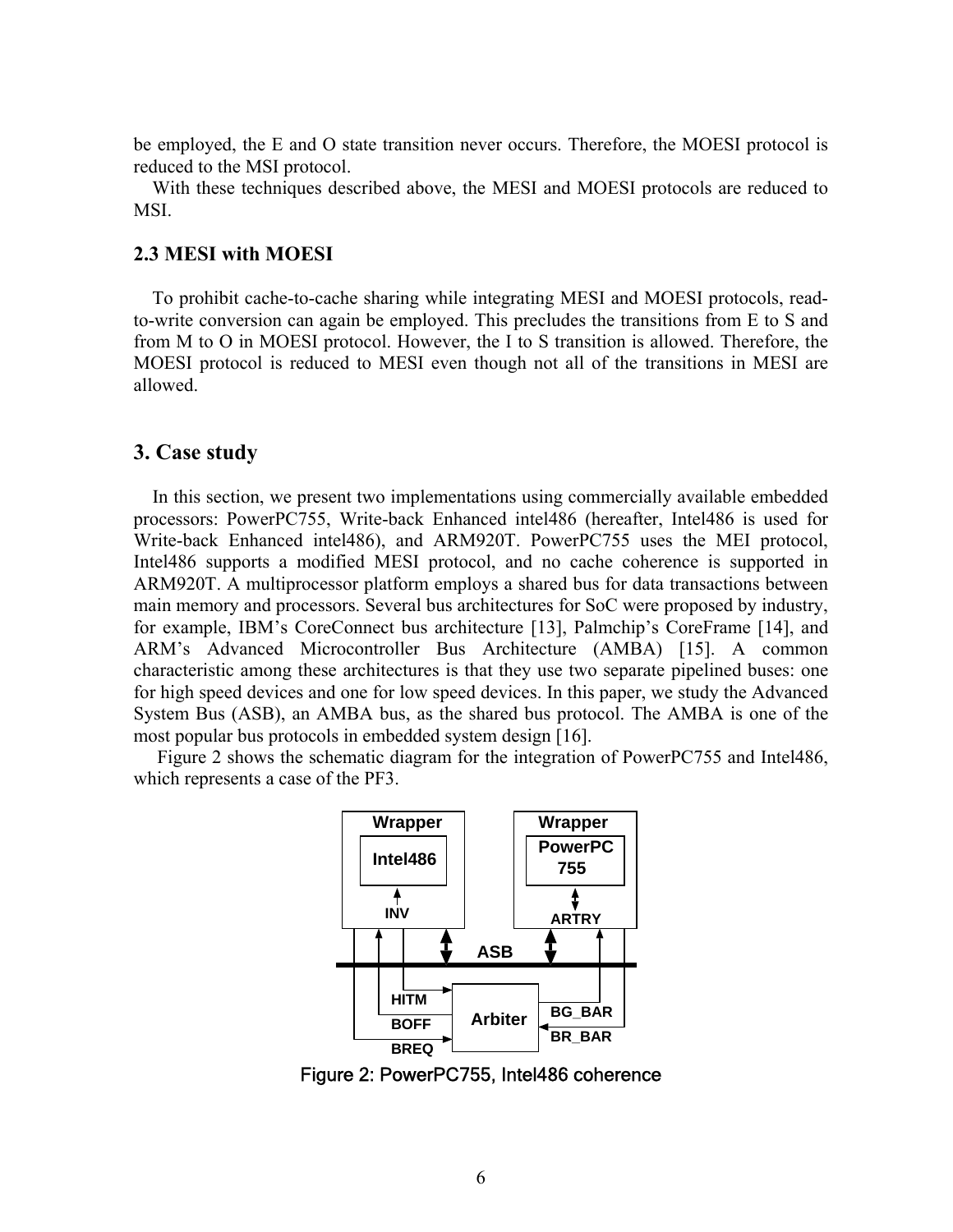be employed, the E and O state transition never occurs. Therefore, the MOESI protocol is reduced to the MSI protocol.

With these techniques described above, the MESI and MOESI protocols are reduced to MSI.

### 2.3 MESI with MOESI

To prohibit cache-to-cache sharing while integrating MESI and MOESI protocols, read-to-write conversion can again be employed. This precludes the transitions from E to S and from M to O in MOESI protocol. However, the I to S transition is allowed. Therefore, the MOESI protocol is reduced to MESI even though not all of the transitions in MESI are allowed.

## 3. Case study

In this section, we present two implementations using commercially available embedded processors: PowerPC755, Write-back Enhanced intel486 (hereafter, Intel486 is used for Write-back Enhanced intel486), and ARM920T. PowerPC755 uses the MEI protocol, Intel486 supports a modified MESI protocol, and no cache coherence is supported in ARM920T. A multiprocessor platform employs a shared bus for data transactions between main memory and processors. Several bus architectures for SoC were proposed by industry, for example, IBM's CoreConnect bus architecture [13], Palmchip's CoreFrame [14], and ARM's Advanced Microcontroller Bus Architecture (AMBA) [15]. A common characteristic among these architectures is that they use two separate pipelined buses: one for high speed devices and one for low speed devices. In this paper, we study the Advanced System Bus (ASB), an AMBA bus, as the shared bus protocol. The AMBA is one of the most popular bus protocols in embedded system design [16].

Figure 2 shows the schematic diagram for the integration of PowerPC755 and Intel486, which represents a case of the PF3.

Figure 2: PowerPC755, Intel486 coherence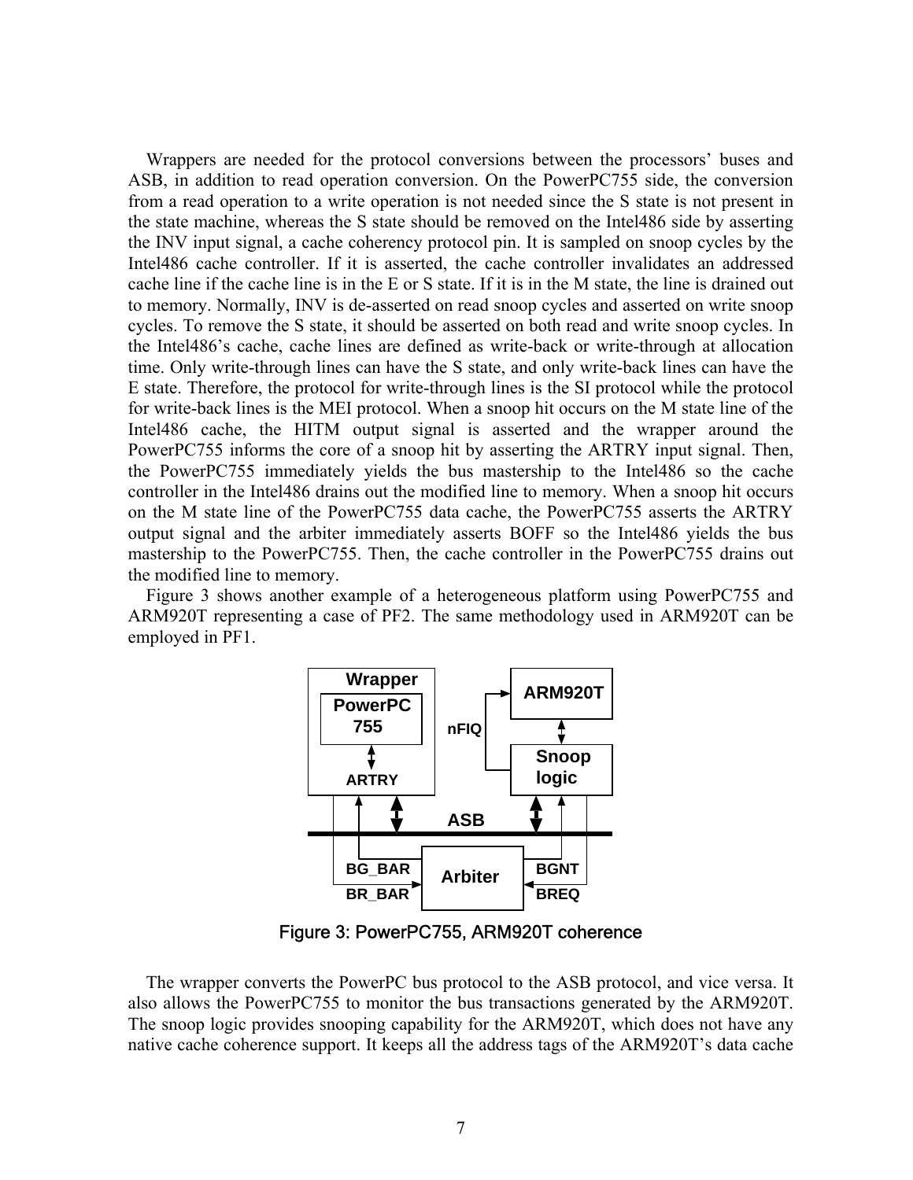Wrappers are needed for the protocol conversions between the processors' buses and ASB, in addition to read operation conversion. On the PowerPC755 side, the conversion from a read operation to a write operation is not needed since the S state is not present in the state machine, whereas the S state should be removed on the Intel486 side by asserting the INV input signal, a cache coherency protocol pin. It is sampled on snoop cycles by the Intel486 cache controller. If it is asserted, the cache controller invalidates an addressed cache line if the cache line is in the E or S state. If it is in the M state, the line is drained out to memory. Normally, INV is de-asserted on read snoop cycles and asserted on write snoop cycles. To remove the S state, it should be asserted on both read and write snoop cycles. In the Intel486's cache, cache lines are defined as write-back or write-through at allocation time. Only write-through lines can have the S state, and only write-back lines can have the E state. Therefore, the protocol for write-through lines is the SI protocol while the protocol for write-back lines is the MEI protocol. When a snoop hit occurs on the M state line of the Intel486 cache, the HITM output signal is asserted and the wrapper around the PowerPC755 informs the core of a snoop hit by asserting the ARTRY input signal. Then, the PowerPC755 immediately yields the bus mastership to the Intel486 so the cache controller in the Intel486 drains out the modified line to memory. When a snoop hit occurs on the M state line of the PowerPC755 data cache, the PowerPC755 asserts the ARTRY output signal and the arbiter immediately asserts BOFF so the Intel486 yields the bus mastership to the PowerPC755. Then, the cache controller in the PowerPC755 drains out the modified line to memory.

Figure 3 shows another example of a heterogeneous platform using PowerPC755 and ARM920T representing a case of PF2. The same methodology used in ARM920T can be employed in PF1.

Figure 3: PowerPC755, ARM920T coherence

The wrapper converts the PowerPC bus protocol to the ASB protocol, and vice versa. It also allows the PowerPC755 to monitor the bus transactions generated by the ARM920T. The snoop logic provides snooping capability for the ARM920T, which does not have any native cache coherence support. It keeps all the address tags of the ARM920T's data cache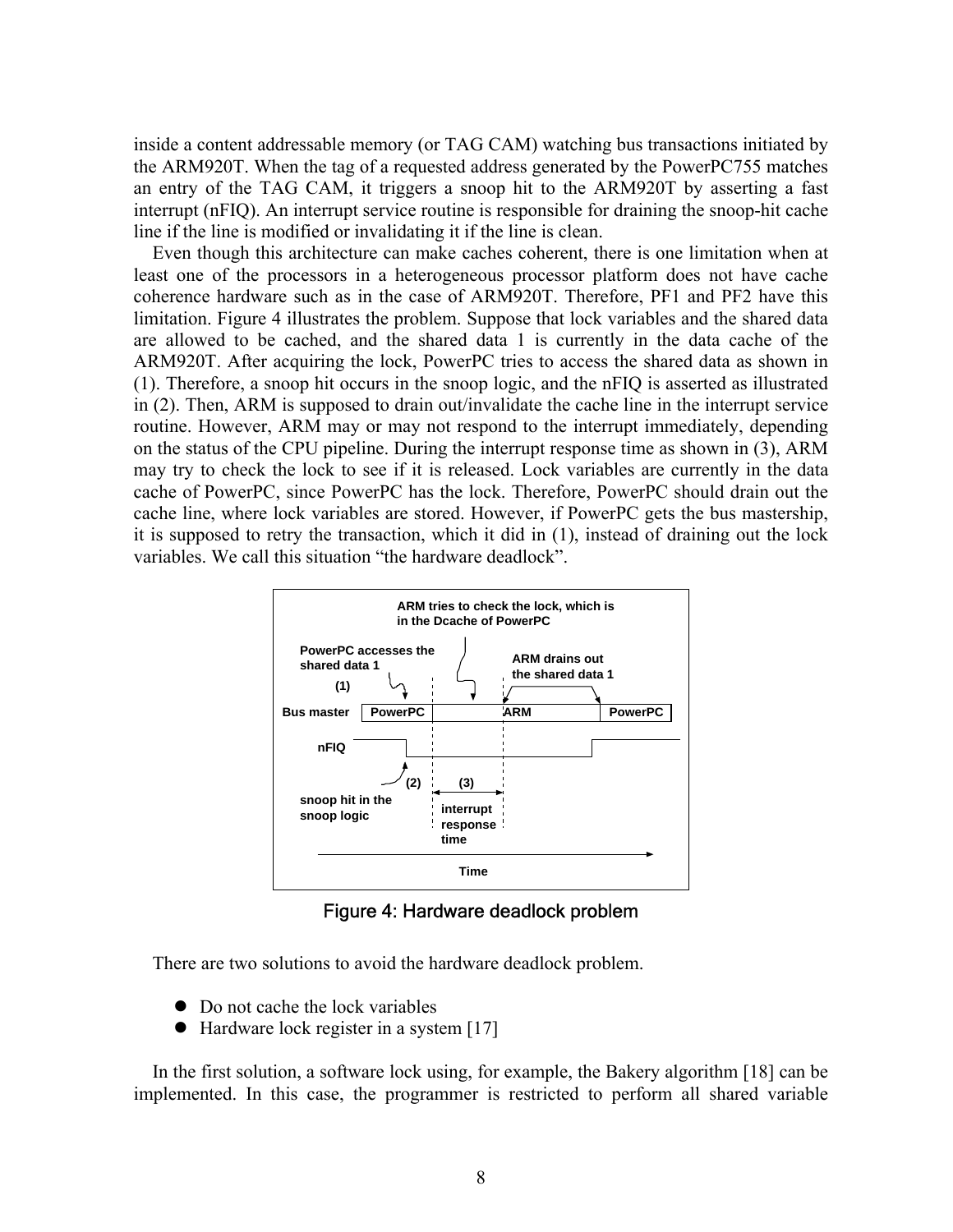inside a content addressable memory (or TAG CAM) watching bus transactions initiated by the ARM920T. When the tag of a requested address generated by the PowerPC755 matches an entry of the TAG CAM, it triggers a snoop hit to the ARM920T by asserting a fast interrupt (nFIQ). An interrupt service routine is responsible for draining the snoop-hit cache line if the line is modified or invalidating it if the line is clean.

Even though this architecture can make caches coherent, there is one limitation when at least one of the processors in a heterogeneous processor platform does not have cache coherence hardware such as in the case of ARM920T. Therefore, PF1 and PF2 have this limitation. Figure 4 illustrates the problem. Suppose that lock variables and the shared data are allowed to be cached, and the shared data 1 is currently in the data cache of the ARM920T. After acquiring the lock, PowerPC tries to access the shared data as shown in (1). Therefore, a snoop hit occurs in the snoop logic, and the nFIQ is asserted as illustrated in (2). Then, ARM is supposed to drain out/invalidate the cache line in the interrupt service routine. However, ARM may or may not respond to the interrupt immediately, depending on the status of the CPU pipeline. During the interrupt response time as shown in (3), ARM may try to check the lock to see if it is released. Lock variables are currently in the data cache of PowerPC, since PowerPC has the lock. Therefore, PowerPC should drain out the cache line, where lock variables are stored. However, if PowerPC gets the bus mastership, it is supposed to retry the transaction, which it did in (1), instead of draining out the lock variables. We call this situation "the hardware deadlock".

Figure 4: Hardware deadlock problem

There are two solutions to avoid the hardware deadlock problem.

- Do not cache the lock variables
- Hardware lock register in a system [17]

In the first solution, a software lock using, for example, the Bakery algorithm [18] can be implemented. In this case, the programmer is restricted to perform all shared variable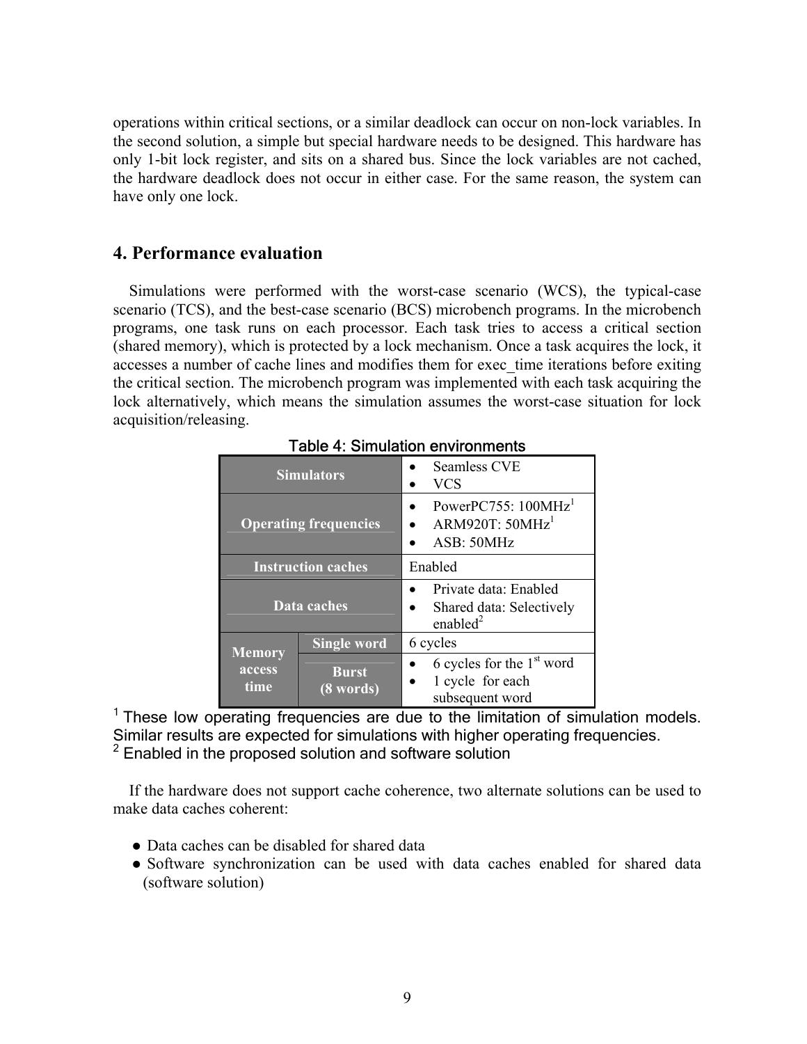operations within critical sections, or a similar deadlock can occur on non-lock variables. In the second solution, a simple but special hardware needs to be designed. This hardware has only 1-bit lock register, and sits on a shared bus. Since the lock variables are not cached, the hardware deadlock does not occur in either case. For the same reason, the system can have only one lock.

## 4. Performance evaluation

Simulations were performed with the worst-case scenario (WCS), the typical-case scenario (TCS), and the best-case scenario (BCS) microbench programs. In the microbench programs, one task runs on each processor. Each task tries to access a critical section (shared memory), which is protected by a lock mechanism. Once a task acquires the lock, it accesses a number of cache lines and modifies them for exec_time iterations before exiting the critical section. The microbench program was implemented with each task acquiring the lock alternatively, which means the simulation assumes the worst-case situation for lock acquisition/releasing.

Table 4: Simulation environments

| | | |
|---|---|---|
| **Simulators** | | • Seamless CVE<br>• VCS |
| **Operating frequencies** | | • PowerPC755: 100MHz[1]<br>• ARM920T: 50MHz[1]<br>• ASB: 50MHz |
| **Instruction caches** | | Enabled |
| **Data caches** | | • Private data: Enabled<br>• Shared data: Selectively enabled[2] |
| **Memory access time** | **Single word** | 6 cycles |
| | **Burst (8 words)** | • 6 cycles for the 1st word<br>• 1 cycle for each subsequent word |

[1] These low operating frequencies are due to the limitation of simulation models. Similar results are expected for simulations with higher operating frequencies.
[2] Enabled in the proposed solution and software solution

If the hardware does not support cache coherence, two alternate solutions can be used to make data caches coherent:

- Data caches can be disabled for shared data
- Software synchronization can be used with data caches enabled for shared data (software solution)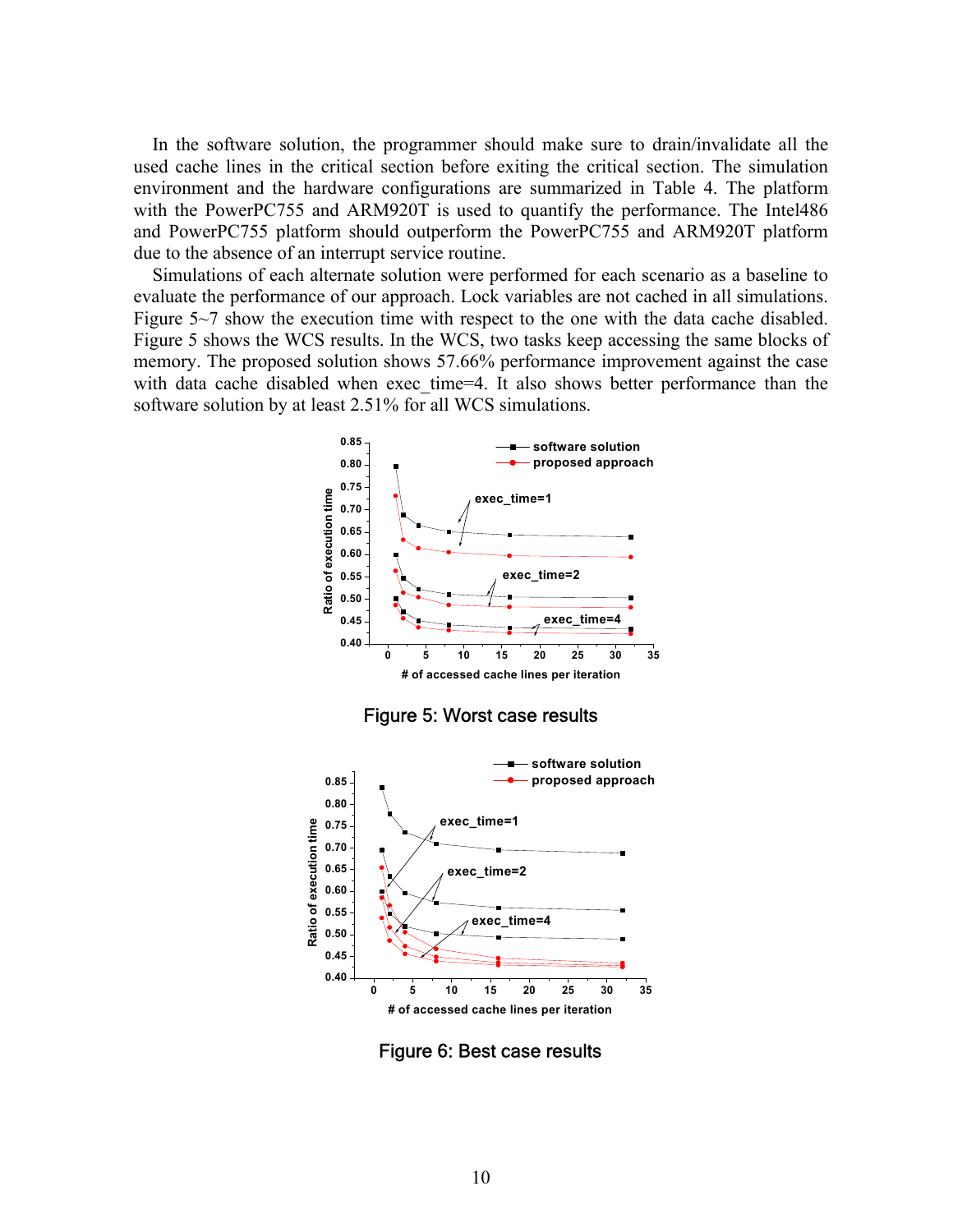In the software solution, the programmer should make sure to drain/invalidate all the used cache lines in the critical section before exiting the critical section. The simulation environment and the hardware configurations are summarized in Table 4. The platform with the PowerPC755 and ARM920T is used to quantify the performance. The Intel486 and PowerPC755 platform should outperform the PowerPC755 and ARM920T platform due to the absence of an interrupt service routine.

Simulations of each alternate solution were performed for each scenario as a baseline to evaluate the performance of our approach. Lock variables are not cached in all simulations. Figure 5~7 show the execution time with respect to the one with the data cache disabled. Figure 5 shows the WCS results. In the WCS, two tasks keep accessing the same blocks of memory. The proposed solution shows 57.66% performance improvement against the case with data cache disabled when exec_time=4. It also shows better performance than the software solution by at least 2.51% for all WCS simulations.

Figure 5: Worst case results

Figure 6: Best case results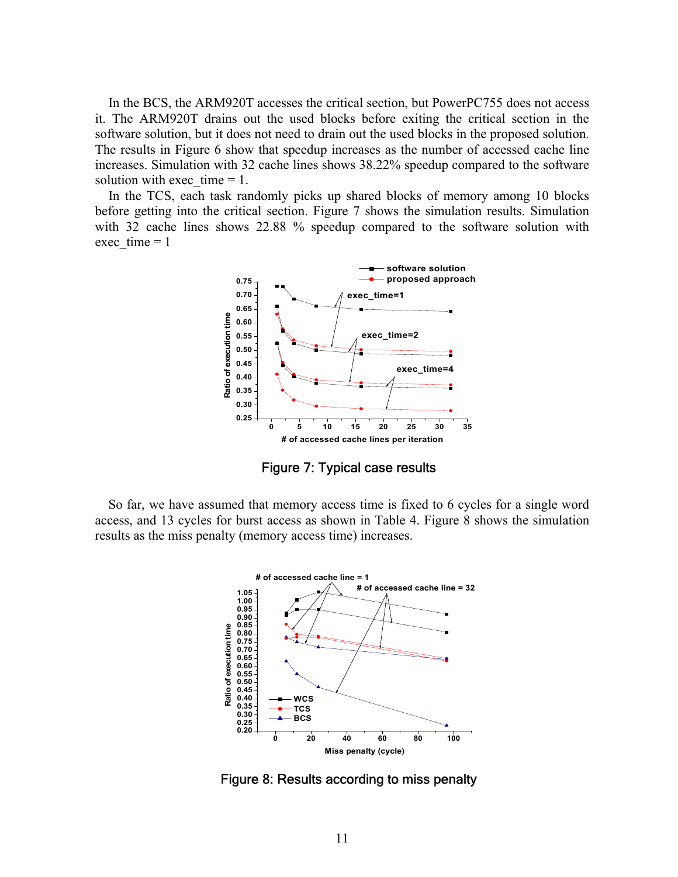In the BCS, the ARM920T accesses the critical section, but PowerPC755 does not access it. The ARM920T drains out the used blocks before exiting the critical section in the software solution, but it does not need to drain out the used blocks in the proposed solution. The results in Figure 6 show that speedup increases as the number of accessed cache line increases. Simulation with 32 cache lines shows 38.22% speedup compared to the software solution with exec_time = 1.

In the TCS, each task randomly picks up shared blocks of memory among 10 blocks before getting into the critical section. Figure 7 shows the simulation results. Simulation with 32 cache lines shows 22.88 % speedup compared to the software solution with exec_time = 1

Figure 7: Typical case results

So far, we have assumed that memory access time is fixed to 6 cycles for a single word access, and 13 cycles for burst access as shown in Table 4. Figure 8 shows the simulation results as the miss penalty (memory access time) increases.

Figure 8: Results according to miss penalty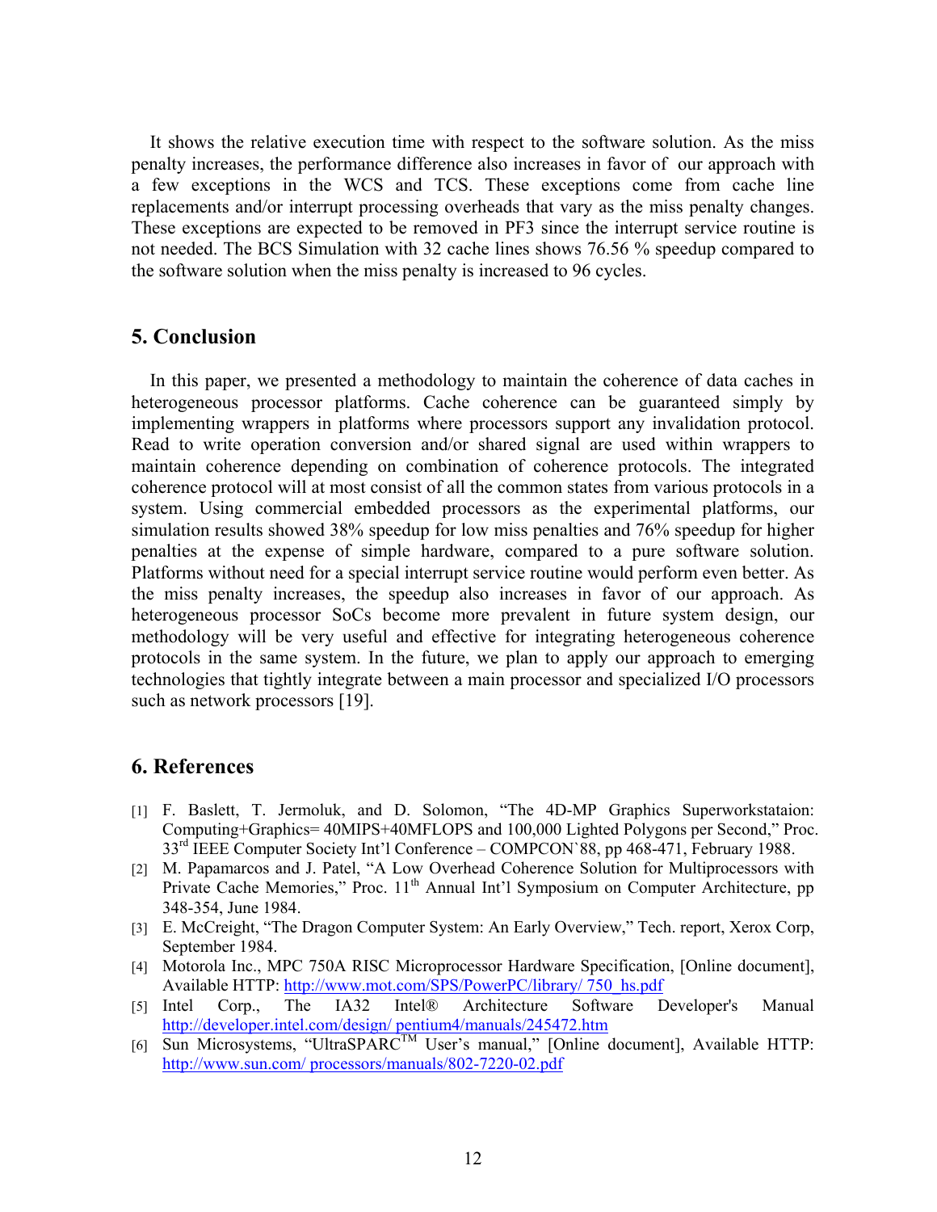It shows the relative execution time with respect to the software solution. As the miss penalty increases, the performance difference also increases in favor of our approach with a few exceptions in the WCS and TCS. These exceptions come from cache line replacements and/or interrupt processing overheads that vary as the miss penalty changes. These exceptions are expected to be removed in PF3 since the interrupt service routine is not needed. The BCS Simulation with 32 cache lines shows 76.56 % speedup compared to the software solution when the miss penalty is increased to 96 cycles.

## 5. Conclusion

In this paper, we presented a methodology to maintain the coherence of data caches in heterogeneous processor platforms. Cache coherence can be guaranteed simply by implementing wrappers in platforms where processors support any invalidation protocol. Read to write operation conversion and/or shared signal are used within wrappers to maintain coherence depending on combination of coherence protocols. The integrated coherence protocol will at most consist of all the common states from various protocols in a system. Using commercial embedded processors as the experimental platforms, our simulation results showed 38% speedup for low miss penalties and 76% speedup for higher penalties at the expense of simple hardware, compared to a pure software solution. Platforms without need for a special interrupt service routine would perform even better. As the miss penalty increases, the speedup also increases in favor of our approach. As heterogeneous processor SoCs become more prevalent in future system design, our methodology will be very useful and effective for integrating heterogeneous coherence protocols in the same system. In the future, we plan to apply our approach to emerging technologies that tightly integrate between a main processor and specialized I/O processors such as network processors [19].

## 6. References

[1] F. Baslett, T. Jermoluk, and D. Solomon, "The 4D-MP Graphics Superworkstataion: Computing+Graphics= 40MIPS+40MFLOPS and 100,000 Lighted Polygons per Second," Proc. 33rd IEEE Computer Society Int'l Conference – COMPCON`88, pp 468-471, February 1988.

[2] M. Papamarcos and J. Patel, "A Low Overhead Coherence Solution for Multiprocessors with Private Cache Memories," Proc. 11th Annual Int'l Symposium on Computer Architecture, pp 348-354, June 1984.

[3] E. McCreight, "The Dragon Computer System: An Early Overview," Tech. report, Xerox Corp, September 1984.

[4] Motorola Inc., MPC 750A RISC Microprocessor Hardware Specification, [Online document], Available HTTP: http://www.mot.com/SPS/PowerPC/library/ 750_hs.pdf

[5] Intel Corp., The IA32 Intel® Architecture Software Developer's Manual http://developer.intel.com/design/ pentium4/manuals/245472.htm

[6] Sun Microsystems, "UltraSPARC™ User's manual," [Online document], Available HTTP: http://www.sun.com/ processors/manuals/802-7220-02.pdf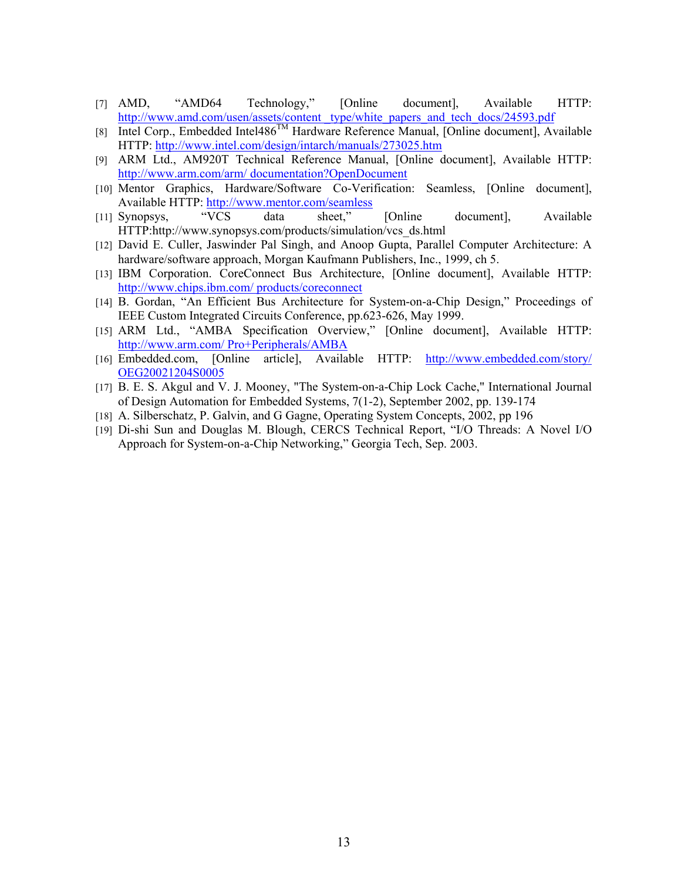[7] AMD, “AMD64 Technology,” [Online document], Available HTTP: http://www.amd.com/usen/assets/content_type/white_papers_and_tech_docs/24593.pdf

[8] Intel Corp., Embedded Intel486™ Hardware Reference Manual, [Online document], Available HTTP: http://www.intel.com/design/intarch/manuals/273025.htm

[9] ARM Ltd., AM920T Technical Reference Manual, [Online document], Available HTTP: http://www.arm.com/arm/ documentation?OpenDocument

[10] Mentor Graphics, Hardware/Software Co-Verification: Seamless, [Online document], Available HTTP: http://www.mentor.com/seamless

[11] Synopsys, “VCS data sheet,” [Online document], Available HTTP:http://www.synopsys.com/products/simulation/vcs_ds.html

[12] David E. Culler, Jaswinder Pal Singh, and Anoop Gupta, Parallel Computer Architecture: A hardware/software approach, Morgan Kaufmann Publishers, Inc., 1999, ch 5.

[13] IBM Corporation. CoreConnect Bus Architecture, [Online document], Available HTTP: http://www.chips.ibm.com/ products/coreconnect

[14] B. Gordan, “An Efficient Bus Architecture for System-on-a-Chip Design,” Proceedings of IEEE Custom Integrated Circuits Conference, pp.623-626, May 1999.

[15] ARM Ltd., “AMBA Specification Overview,” [Online document], Available HTTP: http://www.arm.com/ Pro+Peripherals/AMBA

[16] Embedded.com, [Online article], Available HTTP: http://www.embedded.com/story/OEG20021204S0005

[17] B. E. S. Akgul and V. J. Mooney, "The System-on-a-Chip Lock Cache," International Journal of Design Automation for Embedded Systems, 7(1-2), September 2002, pp. 139-174

[18] A. Silberschatz, P. Galvin, and G Gagne, Operating System Concepts, 2002, pp 196

[19] Di-shi Sun and Douglas M. Blough, CERCS Technical Report, “I/O Threads: A Novel I/O Approach for System-on-a-Chip Networking,” Georgia Tech, Sep. 2003.